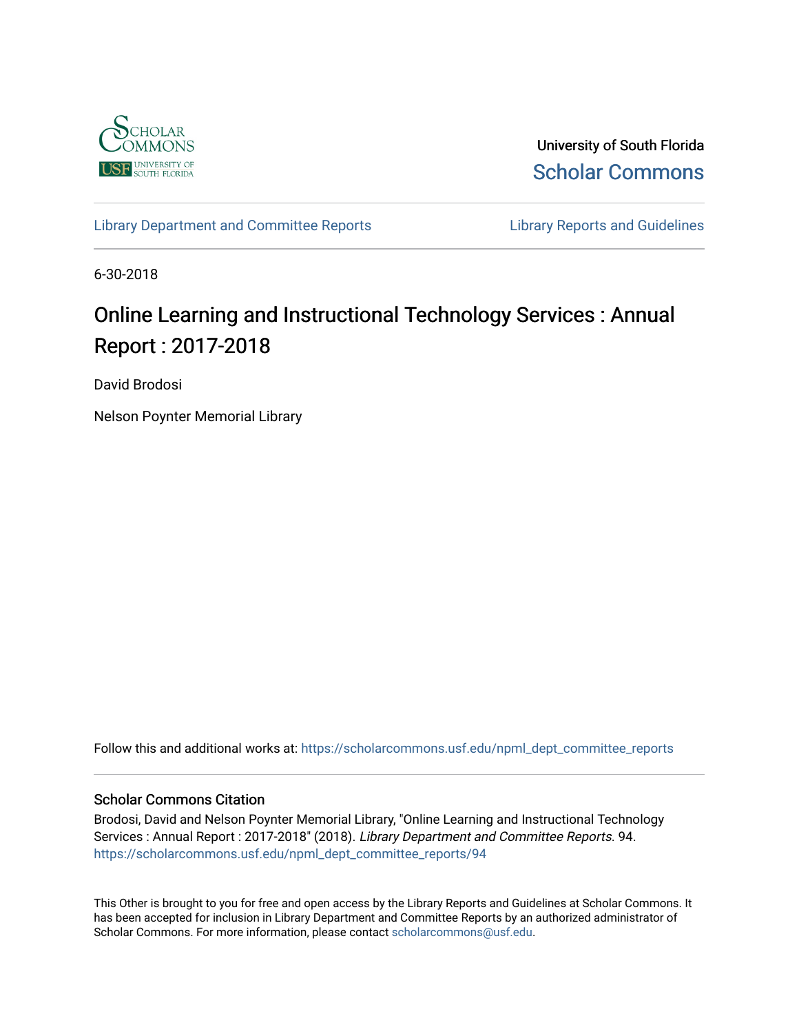University of South Florida

Scholar Commons

Library Department and Committee Reports

Library Reports and Guidelines

6-30-2018

# Online Learning and Instructional Technology Services : Annual Report : 2017-2018

David Brodosi

Nelson Poynter Memorial Library

Follow this and additional works at: https://scholarcommons.usf.edu/npml_dept_committee_reports

## Scholar Commons Citation

Brodosi, David and Nelson Poynter Memorial Library, "Online Learning and Instructional Technology Services : Annual Report : 2017-2018" (2018). *Library Department and Committee Reports*. 94.
https://scholarcommons.usf.edu/npml_dept_committee_reports/94

This Other is brought to you for free and open access by the Library Reports and Guidelines at Scholar Commons. It has been accepted for inclusion in Library Department and Committee Reports by an authorized administrator of Scholar Commons. For more information, please contact scholarcommons@usf.edu.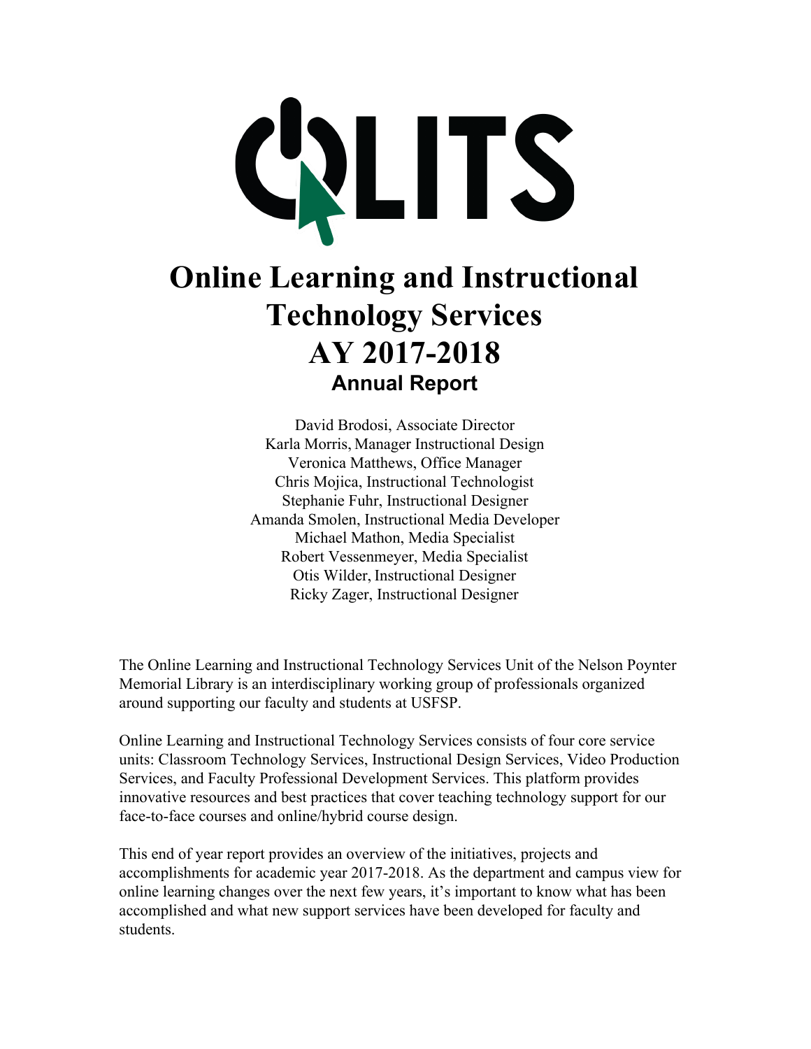# Online Learning and Instructional Technology Services

# AY 2017-2018

## Annual Report

David Brodosi, Associate Director
Karla Morris, Manager Instructional Design
Veronica Matthews, Office Manager
Chris Mojica, Instructional Technologist
Stephanie Fuhr, Instructional Designer
Amanda Smolen, Instructional Media Developer
Michael Mathon, Media Specialist
Robert Vessenmeyer, Media Specialist
Otis Wilder, Instructional Designer
Ricky Zager, Instructional Designer

The Online Learning and Instructional Technology Services Unit of the Nelson Poynter Memorial Library is an interdisciplinary working group of professionals organized around supporting our faculty and students at USFSP.

Online Learning and Instructional Technology Services consists of four core service units: Classroom Technology Services, Instructional Design Services, Video Production Services, and Faculty Professional Development Services. This platform provides innovative resources and best practices that cover teaching technology support for our face-to-face courses and online/hybrid course design.

This end of year report provides an overview of the initiatives, projects and accomplishments for academic year 2017-2018. As the department and campus view for online learning changes over the next few years, it's important to know what has been accomplished and what new support services have been developed for faculty and students.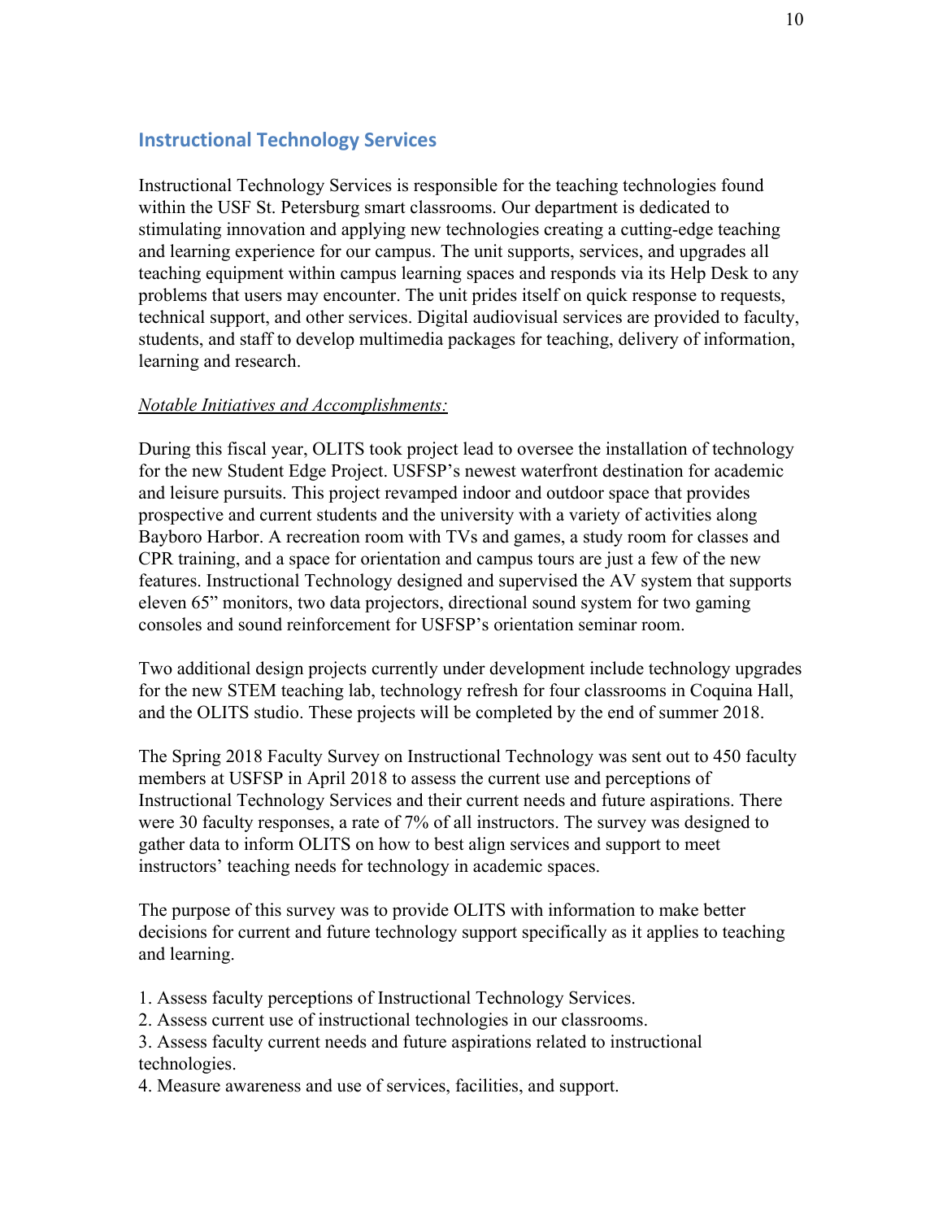## Instructional Technology Services

Instructional Technology Services is responsible for the teaching technologies found within the USF St. Petersburg smart classrooms. Our department is dedicated to stimulating innovation and applying new technologies creating a cutting-edge teaching and learning experience for our campus. The unit supports, services, and upgrades all teaching equipment within campus learning spaces and responds via its Help Desk to any problems that users may encounter. The unit prides itself on quick response to requests, technical support, and other services. Digital audiovisual services are provided to faculty, students, and staff to develop multimedia packages for teaching, delivery of information, learning and research.

*Notable Initiatives and Accomplishments:*

During this fiscal year, OLITS took project lead to oversee the installation of technology for the new Student Edge Project. USFSP's newest waterfront destination for academic and leisure pursuits. This project revamped indoor and outdoor space that provides prospective and current students and the university with a variety of activities along Bayboro Harbor. A recreation room with TVs and games, a study room for classes and CPR training, and a space for orientation and campus tours are just a few of the new features. Instructional Technology designed and supervised the AV system that supports eleven 65" monitors, two data projectors, directional sound system for two gaming consoles and sound reinforcement for USFSP's orientation seminar room.

Two additional design projects currently under development include technology upgrades for the new STEM teaching lab, technology refresh for four classrooms in Coquina Hall, and the OLITS studio. These projects will be completed by the end of summer 2018.

The Spring 2018 Faculty Survey on Instructional Technology was sent out to 450 faculty members at USFSP in April 2018 to assess the current use and perceptions of Instructional Technology Services and their current needs and future aspirations. There were 30 faculty responses, a rate of 7% of all instructors. The survey was designed to gather data to inform OLITS on how to best align services and support to meet instructors' teaching needs for technology in academic spaces.

The purpose of this survey was to provide OLITS with information to make better decisions for current and future technology support specifically as it applies to teaching and learning.

1. Assess faculty perceptions of Instructional Technology Services.
2. Assess current use of instructional technologies in our classrooms.
3. Assess faculty current needs and future aspirations related to instructional technologies.
4. Measure awareness and use of services, facilities, and support.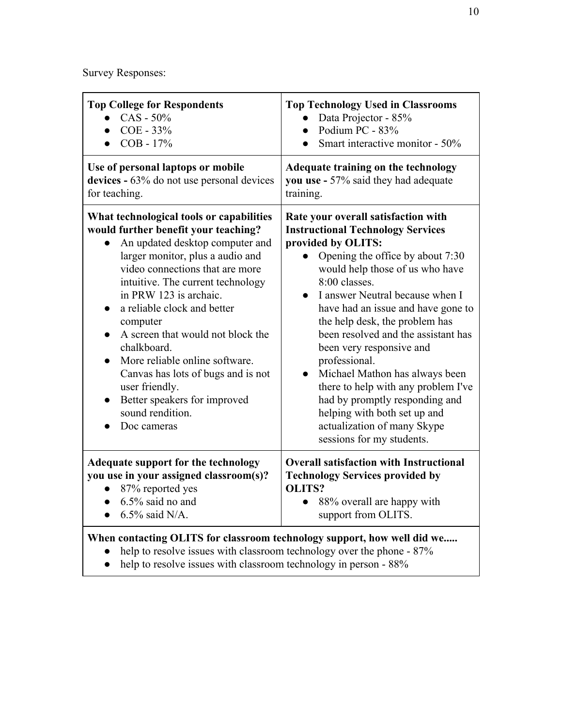Survey Responses:

| **Top College for Respondents**<br>• CAS - 50%<br>• COE - 33%<br>• COB - 17% | **Top Technology Used in Classrooms**<br>• Data Projector - 85%<br>• Podium PC - 83%<br>• Smart interactive monitor - 50% |
|---|---|
| **Use of personal laptops or mobile devices -** 63% do not use personal devices for teaching. | **Adequate training on the technology you use -** 57% said they had adequate training. |
| **What technological tools or capabilities would further benefit your teaching?**<br>• An updated desktop computer and larger monitor, plus a audio and video connections that are more intuitive. The current technology in PRW 123 is archaic.<br>• a reliable clock and better computer<br>• A screen that would not block the chalkboard.<br>• More reliable online software. Canvas has lots of bugs and is not user friendly.<br>• Better speakers for improved sound rendition.<br>• Doc cameras | **Rate your overall satisfaction with Instructional Technology Services provided by OLITS:**<br>• Opening the office by about 7:30 would help those of us who have 8:00 classes.<br>• I answer Neutral because when I have had an issue and have gone to the help desk, the problem has been resolved and the assistant has been very responsive and professional.<br>• Michael Mathon has always been there to help with any problem I've had by promptly responding and helping with both set up and actualization of many Skype sessions for my students. |
| **Adequate support for the technology you use in your assigned classroom(s)?**<br>• 87% reported yes<br>• 6.5% said no and<br>• 6.5% said N/A. | **Overall satisfaction with Instructional Technology Services provided by OLITS?**<br>• 88% overall are happy with support from OLITS. |
| **When contacting OLITS for classroom technology support, how well did we.....**<br>• help to resolve issues with classroom technology over the phone - 87%<br>• help to resolve issues with classroom technology in person - 88% | |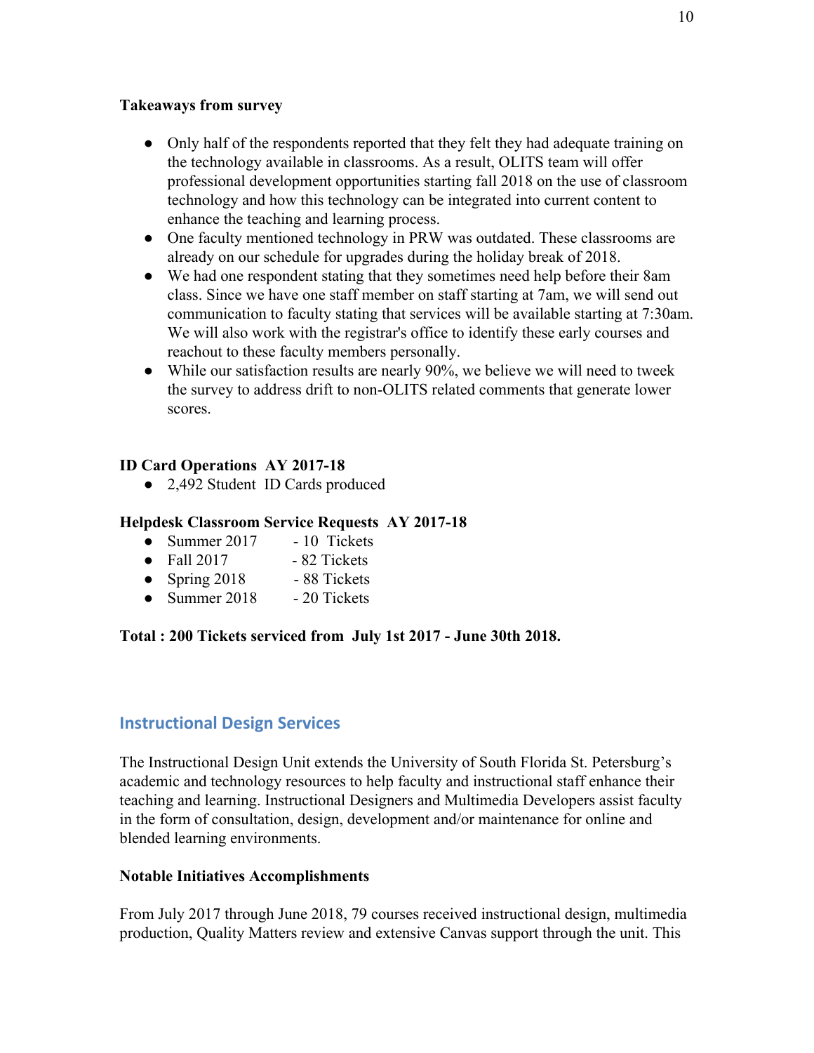**Takeaways from survey**

- Only half of the respondents reported that they felt they had adequate training on the technology available in classrooms. As a result, OLITS team will offer professional development opportunities starting fall 2018 on the use of classroom technology and how this technology can be integrated into current content to enhance the teaching and learning process.
- One faculty mentioned technology in PRW was outdated. These classrooms are already on our schedule for upgrades during the holiday break of 2018.
- We had one respondent stating that they sometimes need help before their 8am class. Since we have one staff member on staff starting at 7am, we will send out communication to faculty stating that services will be available starting at 7:30am. We will also work with the registrar's office to identify these early courses and reachout to these faculty members personally.
- While our satisfaction results are nearly 90%, we believe we will need to tweek the survey to address drift to non-OLITS related comments that generate lower scores.

**ID Card Operations AY 2017-18**

- 2,492 Student ID Cards produced

**Helpdesk Classroom Service Requests AY 2017-18**

- Summer 2017 - 10 Tickets
- Fall 2017 - 82 Tickets
- Spring 2018 - 88 Tickets
- Summer 2018 - 20 Tickets

**Total : 200 Tickets serviced from July 1st 2017 - June 30th 2018.**

## Instructional Design Services

The Instructional Design Unit extends the University of South Florida St. Petersburg's academic and technology resources to help faculty and instructional staff enhance their teaching and learning. Instructional Designers and Multimedia Developers assist faculty in the form of consultation, design, development and/or maintenance for online and blended learning environments.

**Notable Initiatives Accomplishments**

From July 2017 through June 2018, 79 courses received instructional design, multimedia production, Quality Matters review and extensive Canvas support through the unit. This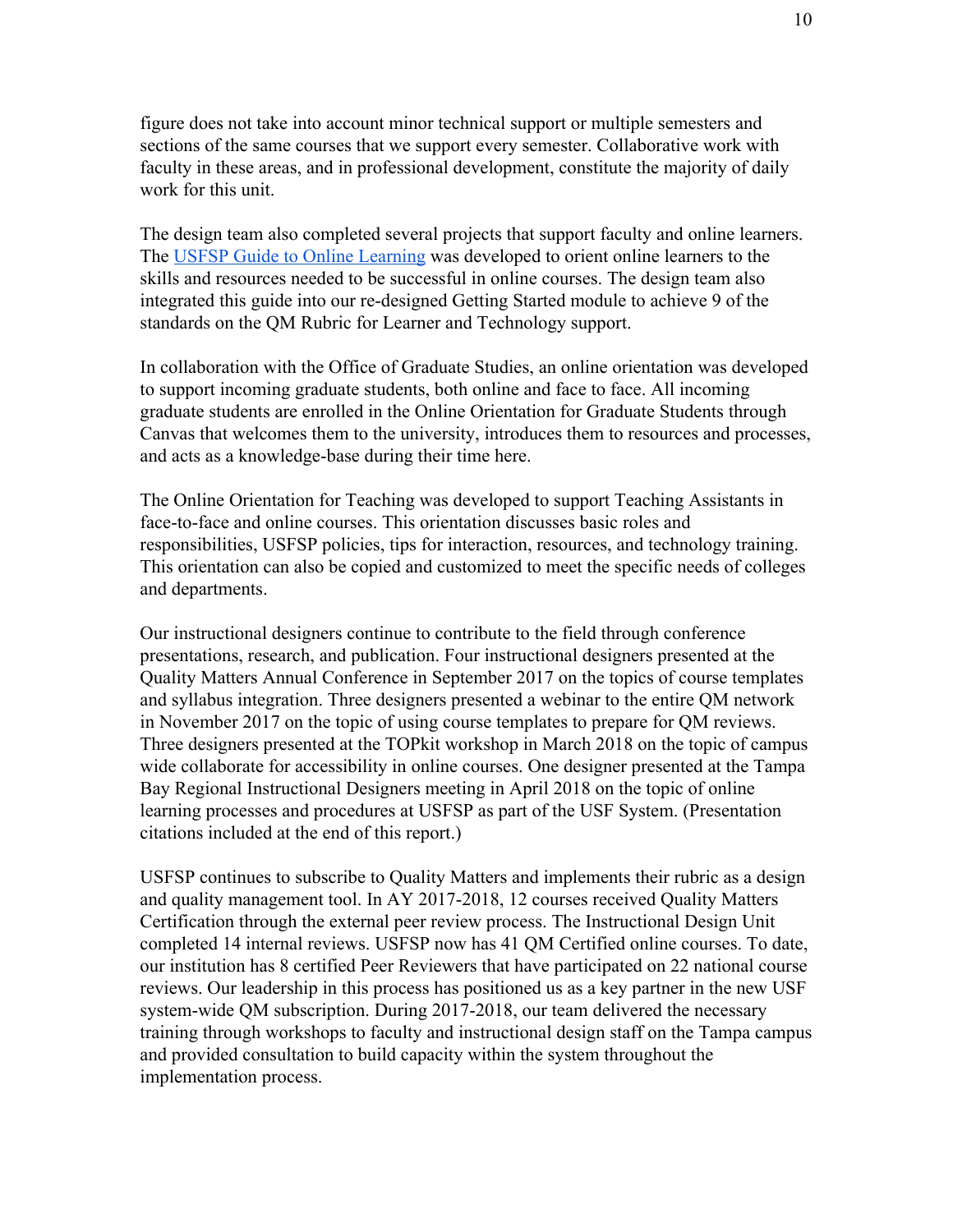figure does not take into account minor technical support or multiple semesters and sections of the same courses that we support every semester. Collaborative work with faculty in these areas, and in professional development, constitute the majority of daily work for this unit.

The design team also completed several projects that support faculty and online learners. The [USFSP Guide to Online Learning]() was developed to orient online learners to the skills and resources needed to be successful in online courses. The design team also integrated this guide into our re-designed Getting Started module to achieve 9 of the standards on the QM Rubric for Learner and Technology support.

In collaboration with the Office of Graduate Studies, an online orientation was developed to support incoming graduate students, both online and face to face. All incoming graduate students are enrolled in the Online Orientation for Graduate Students through Canvas that welcomes them to the university, introduces them to resources and processes, and acts as a knowledge-base during their time here.

The Online Orientation for Teaching was developed to support Teaching Assistants in face-to-face and online courses. This orientation discusses basic roles and responsibilities, USFSP policies, tips for interaction, resources, and technology training. This orientation can also be copied and customized to meet the specific needs of colleges and departments.

Our instructional designers continue to contribute to the field through conference presentations, research, and publication. Four instructional designers presented at the Quality Matters Annual Conference in September 2017 on the topics of course templates and syllabus integration. Three designers presented a webinar to the entire QM network in November 2017 on the topic of using course templates to prepare for QM reviews. Three designers presented at the TOPkit workshop in March 2018 on the topic of campus wide collaborate for accessibility in online courses. One designer presented at the Tampa Bay Regional Instructional Designers meeting in April 2018 on the topic of online learning processes and procedures at USFSP as part of the USF System. (Presentation citations included at the end of this report.)

USFSP continues to subscribe to Quality Matters and implements their rubric as a design and quality management tool. In AY 2017-2018, 12 courses received Quality Matters Certification through the external peer review process. The Instructional Design Unit completed 14 internal reviews. USFSP now has 41 QM Certified online courses. To date, our institution has 8 certified Peer Reviewers that have participated on 22 national course reviews. Our leadership in this process has positioned us as a key partner in the new USF system-wide QM subscription. During 2017-2018, our team delivered the necessary training through workshops to faculty and instructional design staff on the Tampa campus and provided consultation to build capacity within the system throughout the implementation process.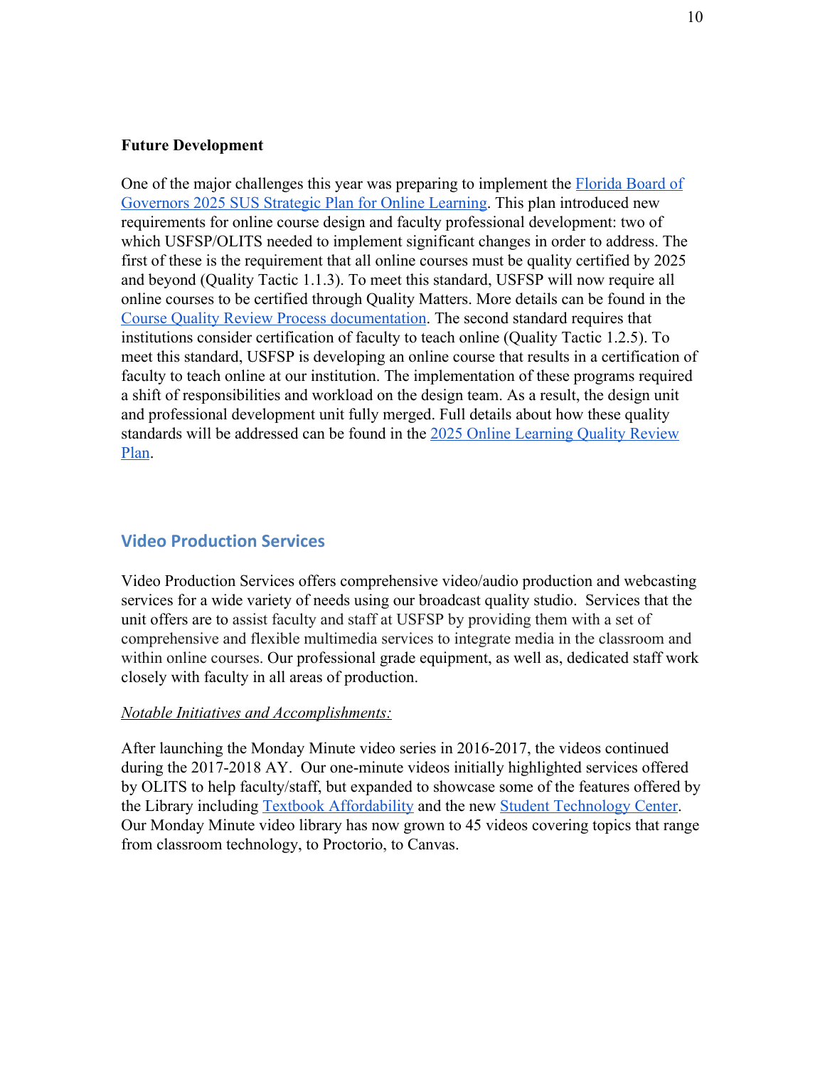**Future Development**

One of the major challenges this year was preparing to implement the [Florida Board of Governors 2025 SUS Strategic Plan for Online Learning](). This plan introduced new requirements for online course design and faculty professional development: two of which USFSP/OLITS needed to implement significant changes in order to address. The first of these is the requirement that all online courses must be quality certified by 2025 and beyond (Quality Tactic 1.1.3). To meet this standard, USFSP will now require all online courses to be certified through Quality Matters. More details can be found in the [Course Quality Review Process documentation](). The second standard requires that institutions consider certification of faculty to teach online (Quality Tactic 1.2.5). To meet this standard, USFSP is developing an online course that results in a certification of faculty to teach online at our institution. The implementation of these programs required a shift of responsibilities and workload on the design team. As a result, the design unit and professional development unit fully merged. Full details about how these quality standards will be addressed can be found in the [2025 Online Learning Quality Review Plan]().

## Video Production Services

Video Production Services offers comprehensive video/audio production and webcasting services for a wide variety of needs using our broadcast quality studio. Services that the unit offers are to assist faculty and staff at USFSP by providing them with a set of comprehensive and flexible multimedia services to integrate media in the classroom and within online courses. Our professional grade equipment, as well as, dedicated staff work closely with faculty in all areas of production.

*Notable Initiatives and Accomplishments:*

After launching the Monday Minute video series in 2016-2017, the videos continued during the 2017-2018 AY. Our one-minute videos initially highlighted services offered by OLITS to help faculty/staff, but expanded to showcase some of the features offered by the Library including [Textbook Affordability]() and the new [Student Technology Center](). Our Monday Minute video library has now grown to 45 videos covering topics that range from classroom technology, to Proctorio, to Canvas.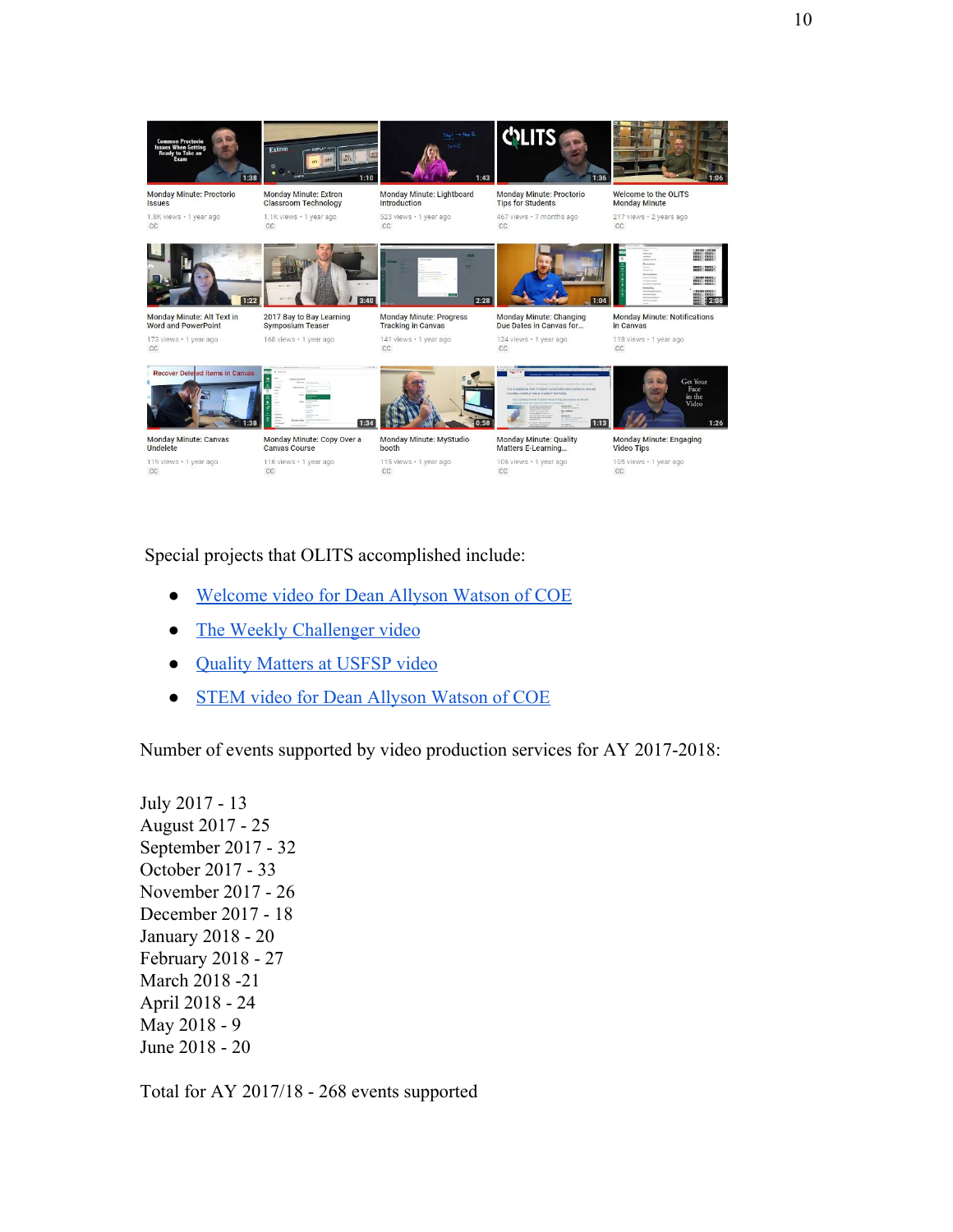Special projects that OLITS accomplished include:

- Welcome video for Dean Allyson Watson of COE
- The Weekly Challenger video
- Quality Matters at USFSP video
- STEM video for Dean Allyson Watson of COE

Number of events supported by video production services for AY 2017-2018:

July 2017 - 13
August 2017 - 25
September 2017 - 32
October 2017 - 33
November 2017 - 26
December 2017 - 18
January 2018 - 20
February 2018 - 27
March 2018 -21
April 2018 - 24
May 2018 - 9
June 2018 - 20

Total for AY 2017/18 - 268 events supported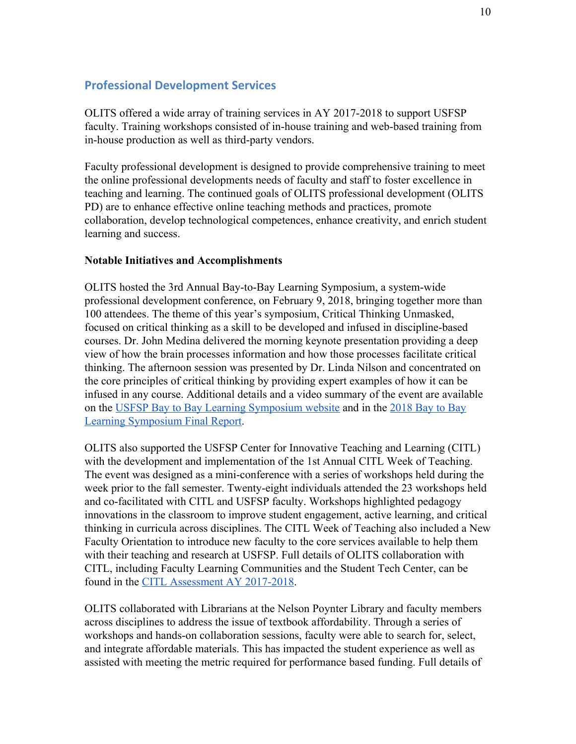## Professional Development Services

OLITS offered a wide array of training services in AY 2017-2018 to support USFSP faculty. Training workshops consisted of in-house training and web-based training from in-house production as well as third-party vendors.

Faculty professional development is designed to provide comprehensive training to meet the online professional developments needs of faculty and staff to foster excellence in teaching and learning. The continued goals of OLITS professional development (OLITS PD) are to enhance effective online teaching methods and practices, promote collaboration, develop technological competences, enhance creativity, and enrich student learning and success.

**Notable Initiatives and Accomplishments**

OLITS hosted the 3rd Annual Bay-to-Bay Learning Symposium, a system-wide professional development conference, on February 9, 2018, bringing together more than 100 attendees. The theme of this year's symposium, Critical Thinking Unmasked, focused on critical thinking as a skill to be developed and infused in discipline-based courses. Dr. John Medina delivered the morning keynote presentation providing a deep view of how the brain processes information and how those processes facilitate critical thinking. The afternoon session was presented by Dr. Linda Nilson and concentrated on the core principles of critical thinking by providing expert examples of how it can be infused in any course. Additional details and a video summary of the event are available on the USFSP Bay to Bay Learning Symposium website and in the 2018 Bay to Bay Learning Symposium Final Report.

OLITS also supported the USFSP Center for Innovative Teaching and Learning (CITL) with the development and implementation of the 1st Annual CITL Week of Teaching. The event was designed as a mini-conference with a series of workshops held during the week prior to the fall semester. Twenty-eight individuals attended the 23 workshops held and co-facilitated with CITL and USFSP faculty. Workshops highlighted pedagogy innovations in the classroom to improve student engagement, active learning, and critical thinking in curricula across disciplines. The CITL Week of Teaching also included a New Faculty Orientation to introduce new faculty to the core services available to help them with their teaching and research at USFSP. Full details of OLITS collaboration with CITL, including Faculty Learning Communities and the Student Tech Center, can be found in the CITL Assessment AY 2017-2018.

OLITS collaborated with Librarians at the Nelson Poynter Library and faculty members across disciplines to address the issue of textbook affordability. Through a series of workshops and hands-on collaboration sessions, faculty were able to search for, select, and integrate affordable materials. This has impacted the student experience as well as assisted with meeting the metric required for performance based funding. Full details of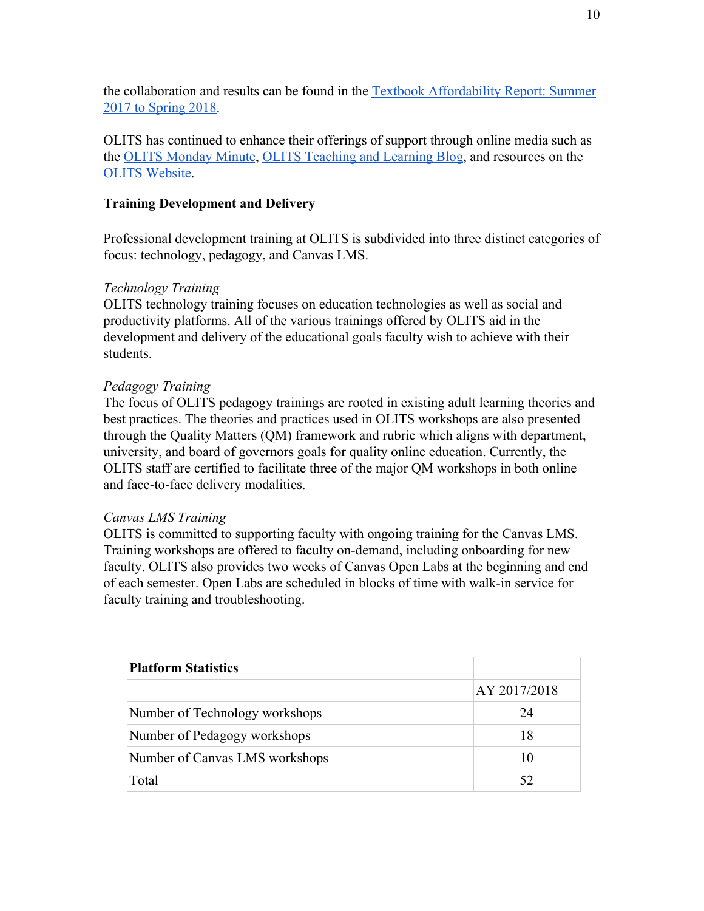the collaboration and results can be found in the [Textbook Affordability Report: Summer 2017 to Spring 2018](#).

OLITS has continued to enhance their offerings of support through online media such as the [OLITS Monday Minute](#), [OLITS Teaching and Learning Blog](#), and resources on the [OLITS Website](#).

**Training Development and Delivery**

Professional development training at OLITS is subdivided into three distinct categories of focus: technology, pedagogy, and Canvas LMS.

*Technology Training*

OLITS technology training focuses on education technologies as well as social and productivity platforms. All of the various trainings offered by OLITS aid in the development and delivery of the educational goals faculty wish to achieve with their students.

*Pedagogy Training*

The focus of OLITS pedagogy trainings are rooted in existing adult learning theories and best practices. The theories and practices used in OLITS workshops are also presented through the Quality Matters (QM) framework and rubric which aligns with department, university, and board of governors goals for quality online education. Currently, the OLITS staff are certified to facilitate three of the major QM workshops in both online and face-to-face delivery modalities.

*Canvas LMS Training*

OLITS is committed to supporting faculty with ongoing training for the Canvas LMS. Training workshops are offered to faculty on-demand, including onboarding for new faculty. OLITS also provides two weeks of Canvas Open Labs at the beginning and end of each semester. Open Labs are scheduled in blocks of time with walk-in service for faculty training and troubleshooting.

| **Platform Statistics** | |
|---|---|
| | AY 2017/2018 |
| Number of Technology workshops | 24 |
| Number of Pedagogy workshops | 18 |
| Number of Canvas LMS workshops | 10 |
| Total | 52 |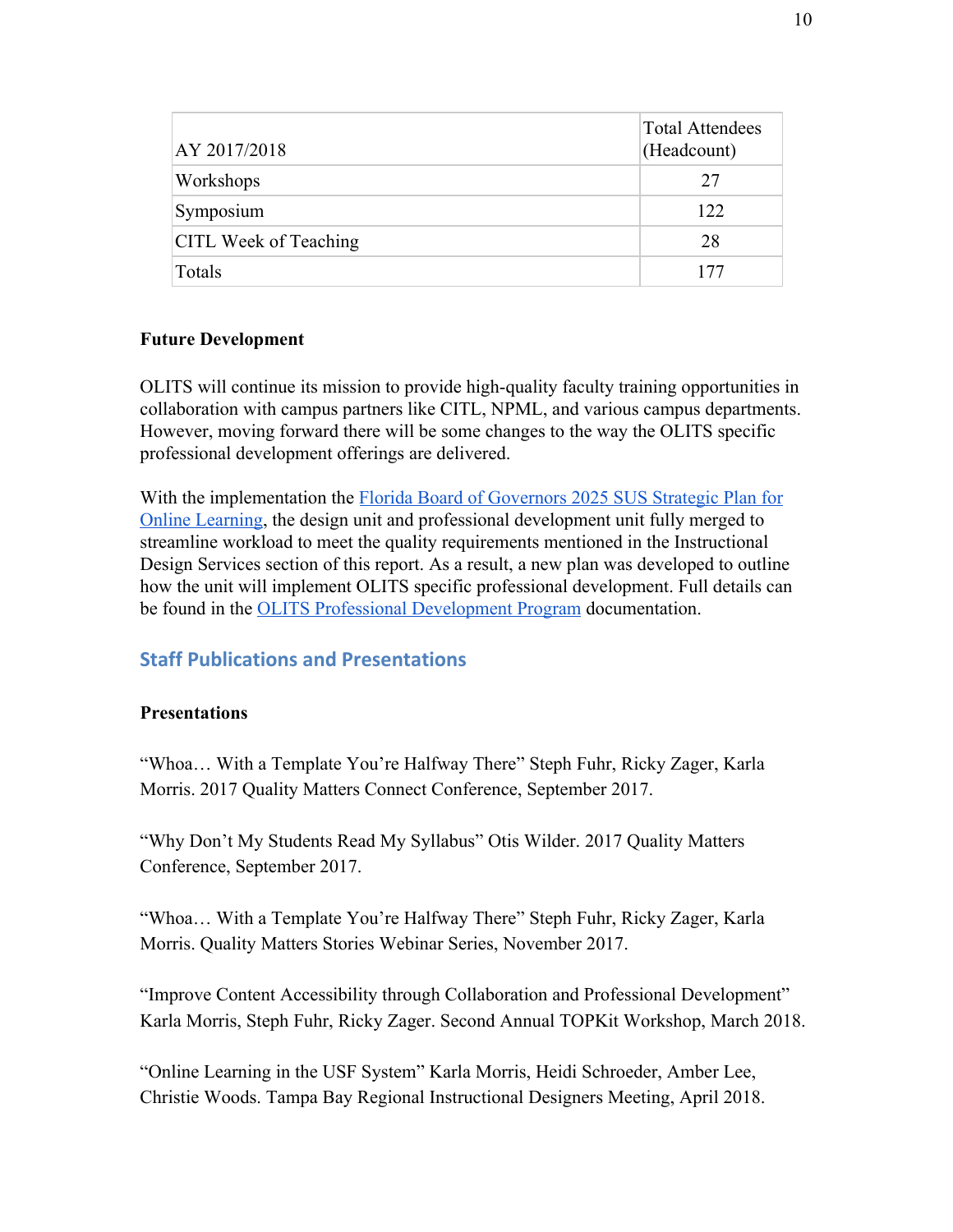| AY 2017/2018 | Total Attendees (Headcount) |
|---|---|
| Workshops | 27 |
| Symposium | 122 |
| CITL Week of Teaching | 28 |
| Totals | 177 |

**Future Development**

OLITS will continue its mission to provide high-quality faculty training opportunities in collaboration with campus partners like CITL, NPML, and various campus departments. However, moving forward there will be some changes to the way the OLITS specific professional development offerings are delivered.

With the implementation the Florida Board of Governors 2025 SUS Strategic Plan for Online Learning, the design unit and professional development unit fully merged to streamline workload to meet the quality requirements mentioned in the Instructional Design Services section of this report. As a result, a new plan was developed to outline how the unit will implement OLITS specific professional development. Full details can be found in the OLITS Professional Development Program documentation.

## Staff Publications and Presentations

**Presentations**

"Whoa… With a Template You're Halfway There" Steph Fuhr, Ricky Zager, Karla Morris. 2017 Quality Matters Connect Conference, September 2017.

"Why Don't My Students Read My Syllabus" Otis Wilder. 2017 Quality Matters Conference, September 2017.

"Whoa… With a Template You're Halfway There" Steph Fuhr, Ricky Zager, Karla Morris. Quality Matters Stories Webinar Series, November 2017.

"Improve Content Accessibility through Collaboration and Professional Development" Karla Morris, Steph Fuhr, Ricky Zager. Second Annual TOPKit Workshop, March 2018.

"Online Learning in the USF System" Karla Morris, Heidi Schroeder, Amber Lee, Christie Woods. Tampa Bay Regional Instructional Designers Meeting, April 2018.